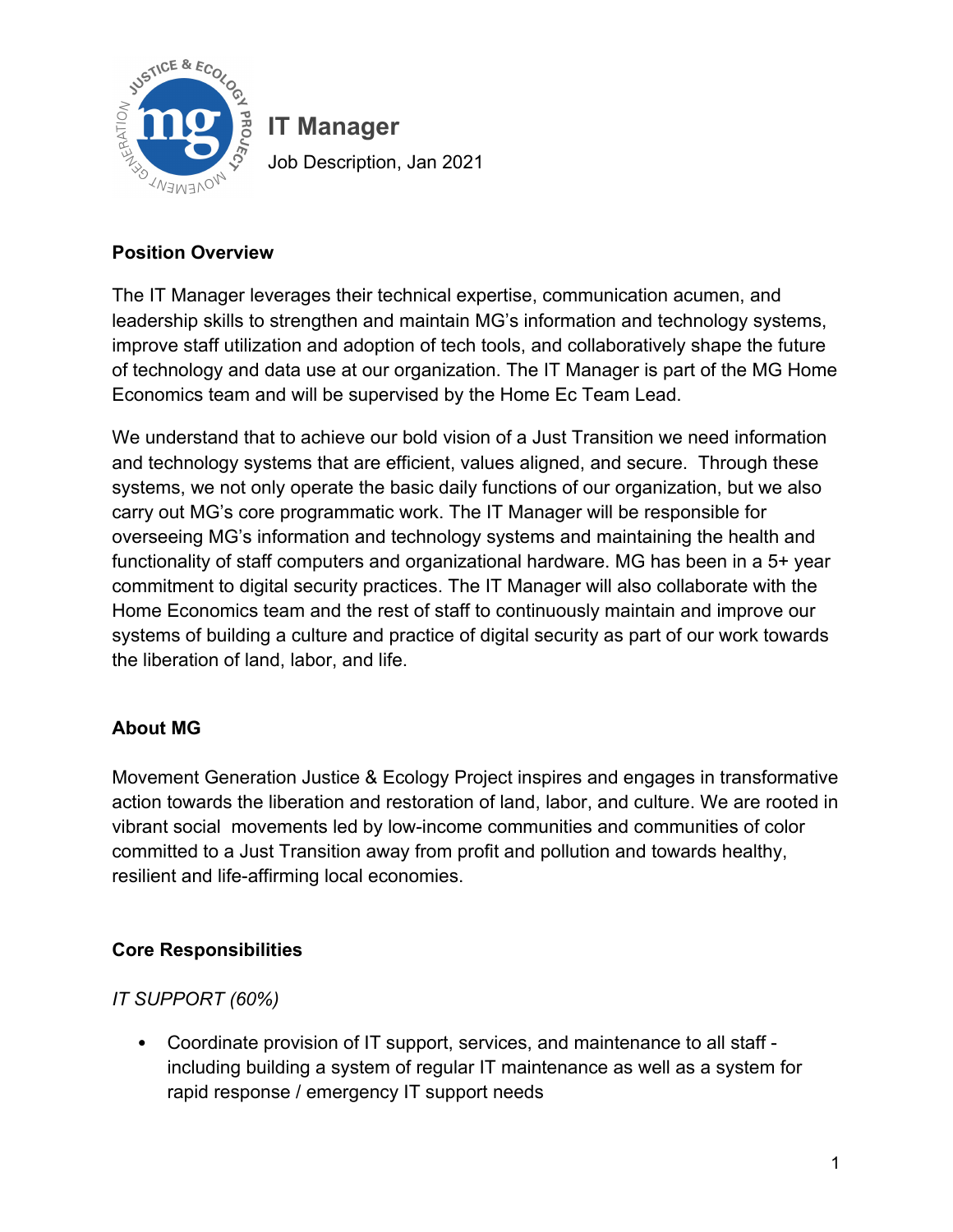# IT Manager

Job Description, Jan 2021

**Position Overview**

The IT Manager leverages their technical expertise, communication acumen, and leadership skills to strengthen and maintain MG's information and technology systems, improve staff utilization and adoption of tech tools, and collaboratively shape the future of technology and data use at our organization. The IT Manager is part of the MG Home Economics team and will be supervised by the Home Ec Team Lead.

We understand that to achieve our bold vision of a Just Transition we need information and technology systems that are efficient, values aligned, and secure. Through these systems, we not only operate the basic daily functions of our organization, but we also carry out MG's core programmatic work. The IT Manager will be responsible for overseeing MG's information and technology systems and maintaining the health and functionality of staff computers and organizational hardware. MG has been in a 5+ year commitment to digital security practices. The IT Manager will also collaborate with the Home Economics team and the rest of staff to continuously maintain and improve our systems of building a culture and practice of digital security as part of our work towards the liberation of land, labor, and life.

**About MG**

Movement Generation Justice & Ecology Project inspires and engages in transformative action towards the liberation and restoration of land, labor, and culture. We are rooted in vibrant social movements led by low-income communities and communities of color committed to a Just Transition away from profit and pollution and towards healthy, resilient and life-affirming local economies.

**Core Responsibilities**

*IT SUPPORT (60%)*

- Coordinate provision of IT support, services, and maintenance to all staff - including building a system of regular IT maintenance as well as a system for rapid response / emergency IT support needs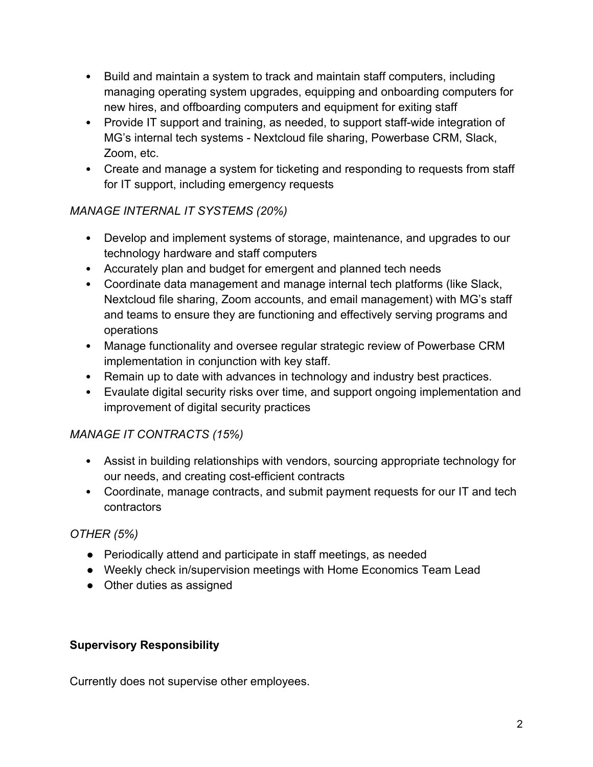- Build and maintain a system to track and maintain staff computers, including managing operating system upgrades, equipping and onboarding computers for new hires, and offboarding computers and equipment for exiting staff
- Provide IT support and training, as needed, to support staff-wide integration of MG's internal tech systems - Nextcloud file sharing, Powerbase CRM, Slack, Zoom, etc.
- Create and manage a system for ticketing and responding to requests from staff for IT support, including emergency requests

*MANAGE INTERNAL IT SYSTEMS (20%)*

- Develop and implement systems of storage, maintenance, and upgrades to our technology hardware and staff computers
- Accurately plan and budget for emergent and planned tech needs
- Coordinate data management and manage internal tech platforms (like Slack, Nextcloud file sharing, Zoom accounts, and email management) with MG's staff and teams to ensure they are functioning and effectively serving programs and operations
- Manage functionality and oversee regular strategic review of Powerbase CRM implementation in conjunction with key staff.
- Remain up to date with advances in technology and industry best practices.
- Evaulate digital security risks over time, and support ongoing implementation and improvement of digital security practices

*MANAGE IT CONTRACTS (15%)*

- Assist in building relationships with vendors, sourcing appropriate technology for our needs, and creating cost-efficient contracts
- Coordinate, manage contracts, and submit payment requests for our IT and tech contractors

*OTHER (5%)*

- Periodically attend and participate in staff meetings, as needed
- Weekly check in/supervision meetings with Home Economics Team Lead
- Other duties as assigned

**Supervisory Responsibility**

Currently does not supervise other employees.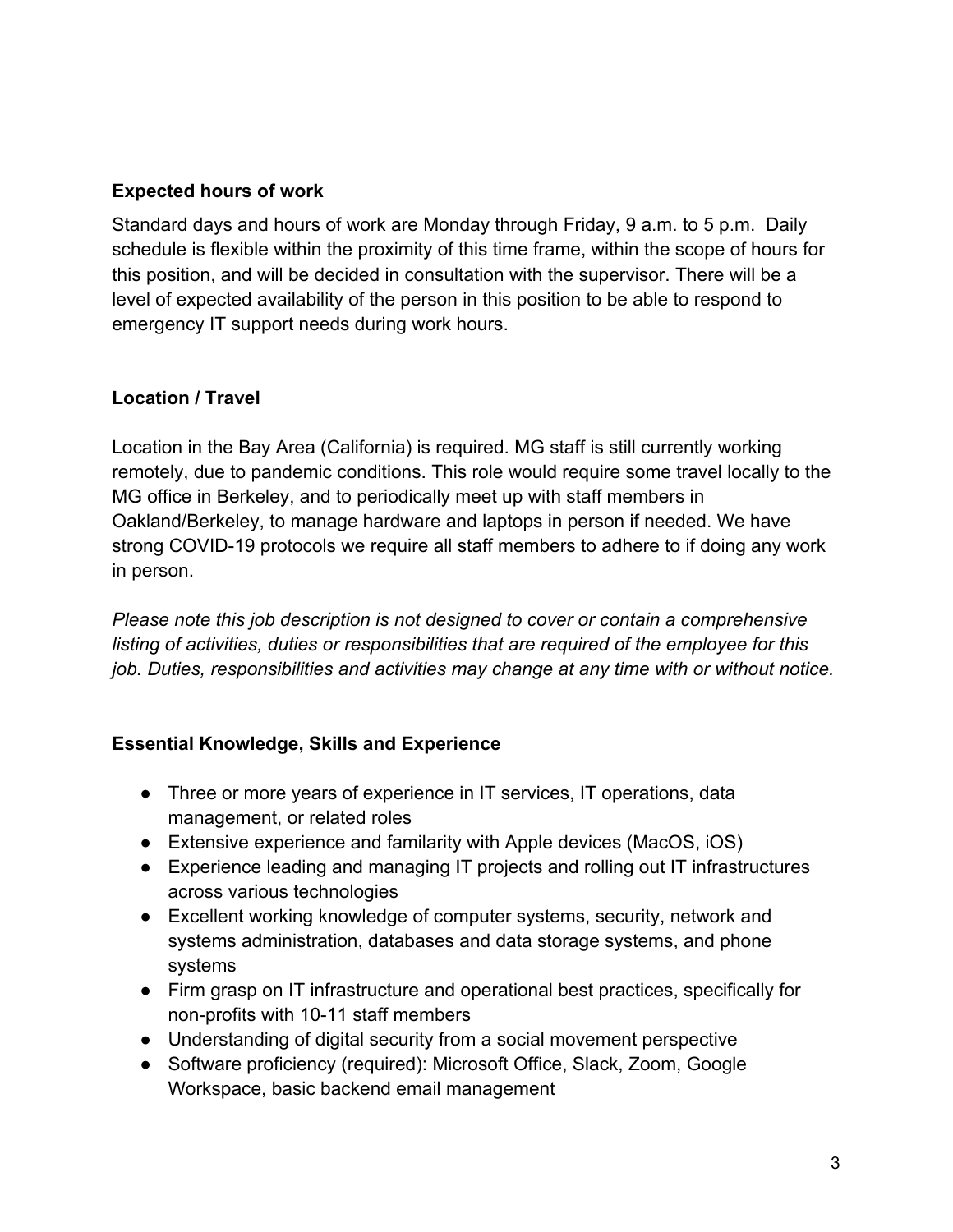**Expected hours of work**

Standard days and hours of work are Monday through Friday, 9 a.m. to 5 p.m. Daily schedule is flexible within the proximity of this time frame, within the scope of hours for this position, and will be decided in consultation with the supervisor. There will be a level of expected availability of the person in this position to be able to respond to emergency IT support needs during work hours.

**Location / Travel**

Location in the Bay Area (California) is required. MG staff is still currently working remotely, due to pandemic conditions. This role would require some travel locally to the MG office in Berkeley, and to periodically meet up with staff members in Oakland/Berkeley, to manage hardware and laptops in person if needed. We have strong COVID-19 protocols we require all staff members to adhere to if doing any work in person.

*Please note this job description is not designed to cover or contain a comprehensive listing of activities, duties or responsibilities that are required of the employee for this job. Duties, responsibilities and activities may change at any time with or without notice.*

**Essential Knowledge, Skills and Experience**

- Three or more years of experience in IT services, IT operations, data management, or related roles
- Extensive experience and familarity with Apple devices (MacOS, iOS)
- Experience leading and managing IT projects and rolling out IT infrastructures across various technologies
- Excellent working knowledge of computer systems, security, network and systems administration, databases and data storage systems, and phone systems
- Firm grasp on IT infrastructure and operational best practices, specifically for non-profits with 10-11 staff members
- Understanding of digital security from a social movement perspective
- Software proficiency (required): Microsoft Office, Slack, Zoom, Google Workspace, basic backend email management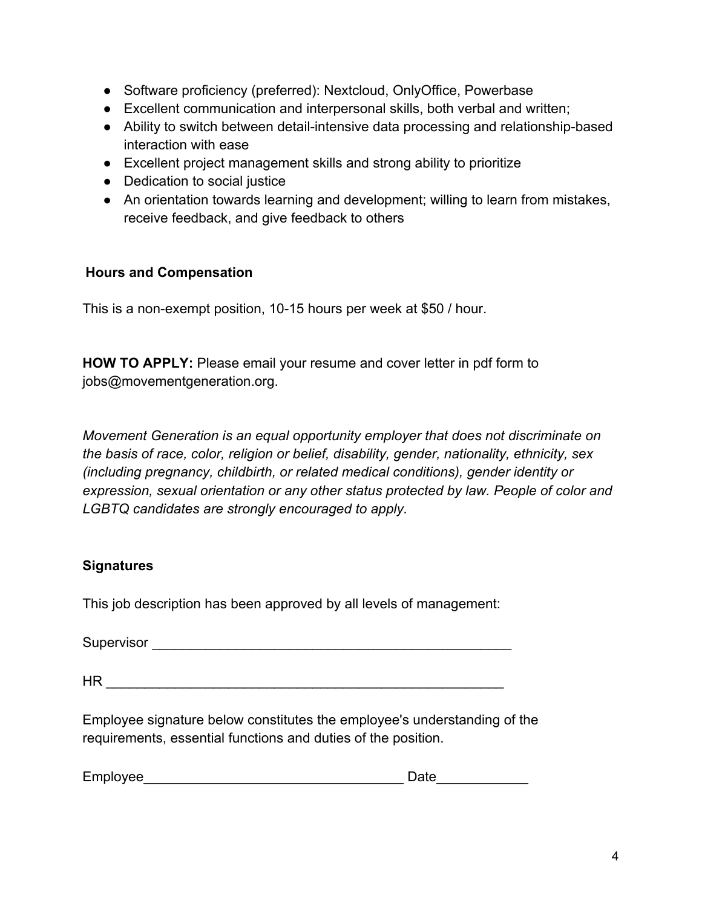- Software proficiency (preferred): Nextcloud, OnlyOffice, Powerbase
- Excellent communication and interpersonal skills, both verbal and written;
- Ability to switch between detail-intensive data processing and relationship-based interaction with ease
- Excellent project management skills and strong ability to prioritize
- Dedication to social justice
- An orientation towards learning and development; willing to learn from mistakes, receive feedback, and give feedback to others

**Hours and Compensation**

This is a non-exempt position, 10-15 hours per week at $50 / hour.

**HOW TO APPLY:** Please email your resume and cover letter in pdf form to jobs@movementgeneration.org.

*Movement Generation is an equal opportunity employer that does not discriminate on the basis of race, color, religion or belief, disability, gender, nationality, ethnicity, sex (including pregnancy, childbirth, or related medical conditions), gender identity or expression, sexual orientation or any other status protected by law. People of color and LGBTQ candidates are strongly encouraged to apply.*

**Signatures**

This job description has been approved by all levels of management:

Supervisor ______________________________________________

HR ___________________________________________________

Employee signature below constitutes the employee's understanding of the requirements, essential functions and duties of the position.

Employee________________________________ Date___________